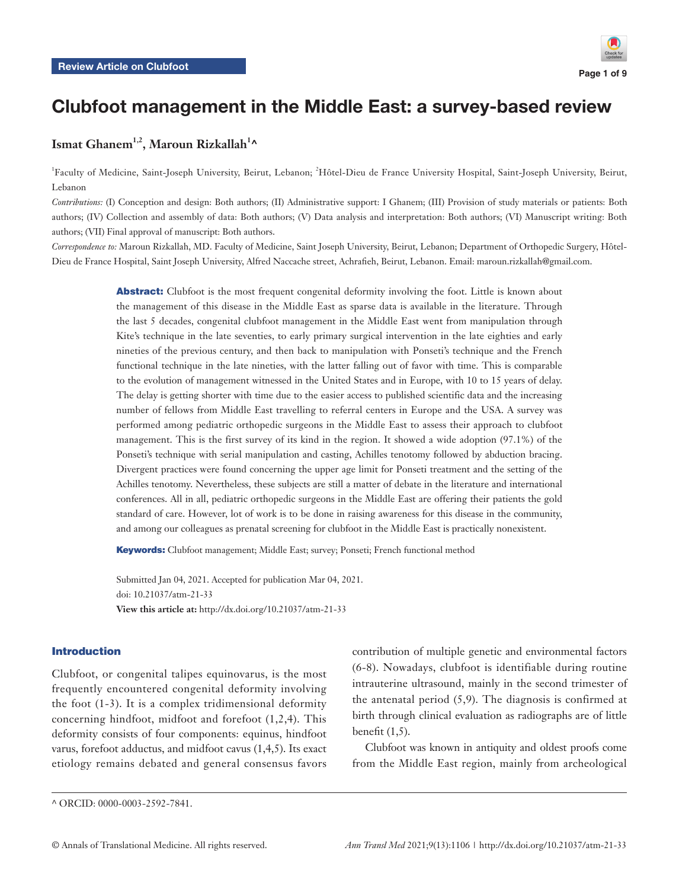Review Article on Clubfoot

# Clubfoot management in the Middle East: a survey-based review

**Ismat Ghanem[1,2], Maroun Rizkallah[1]^**

[1]Faculty of Medicine, Saint-Joseph University, Beirut, Lebanon; [2]Hôtel-Dieu de France University Hospital, Saint-Joseph University, Beirut, Lebanon

*Contributions:* (I) Conception and design: Both authors; (II) Administrative support: I Ghanem; (III) Provision of study materials or patients: Both authors; (IV) Collection and assembly of data: Both authors; (V) Data analysis and interpretation: Both authors; (VI) Manuscript writing: Both authors; (VII) Final approval of manuscript: Both authors.

*Correspondence to:* Maroun Rizkallah, MD. Faculty of Medicine, Saint Joseph University, Beirut, Lebanon; Department of Orthopedic Surgery, Hôtel-Dieu de France Hospital, Saint Joseph University, Alfred Naccache street, Achrafieh, Beirut, Lebanon. Email: maroun.rizkallah@gmail.com.

**Abstract:** Clubfoot is the most frequent congenital deformity involving the foot. Little is known about the management of this disease in the Middle East as sparse data is available in the literature. Through the last 5 decades, congenital clubfoot management in the Middle East went from manipulation through Kite's technique in the late seventies, to early primary surgical intervention in the late eighties and early nineties of the previous century, and then back to manipulation with Ponseti's technique and the French functional technique in the late nineties, with the latter falling out of favor with time. This is comparable to the evolution of management witnessed in the United States and in Europe, with 10 to 15 years of delay. The delay is getting shorter with time due to the easier access to published scientific data and the increasing number of fellows from Middle East travelling to referral centers in Europe and the USA. A survey was performed among pediatric orthopedic surgeons in the Middle East to assess their approach to clubfoot management. This is the first survey of its kind in the region. It showed a wide adoption (97.1%) of the Ponseti's technique with serial manipulation and casting, Achilles tenotomy followed by abduction bracing. Divergent practices were found concerning the upper age limit for Ponseti treatment and the setting of the Achilles tenotomy. Nevertheless, these subjects are still a matter of debate in the literature and international conferences. All in all, pediatric orthopedic surgeons in the Middle East are offering their patients the gold standard of care. However, lot of work is to be done in raising awareness for this disease in the community, and among our colleagues as prenatal screening for clubfoot in the Middle East is practically nonexistent.

**Keywords:** Clubfoot management; Middle East; survey; Ponseti; French functional method

Submitted Jan 04, 2021. Accepted for publication Mar 04, 2021.
doi: 10.21037/atm-21-33
**View this article at:** http://dx.doi.org/10.21037/atm-21-33

## Introduction

Clubfoot, or congenital talipes equinovarus, is the most frequently encountered congenital deformity involving the foot (1-3). It is a complex tridimensional deformity concerning hindfoot, midfoot and forefoot (1,2,4). This deformity consists of four components: equinus, hindfoot varus, forefoot adductus, and midfoot cavus (1,4,5). Its exact etiology remains debated and general consensus favors contribution of multiple genetic and environmental factors (6-8). Nowadays, clubfoot is identifiable during routine intrauterine ultrasound, mainly in the second trimester of the antenatal period (5,9). The diagnosis is confirmed at birth through clinical evaluation as radiographs are of little benefit (1,5).

Clubfoot was known in antiquity and oldest proofs come from the Middle East region, mainly from archeological

^ ORCID: 0000-0003-2592-7841.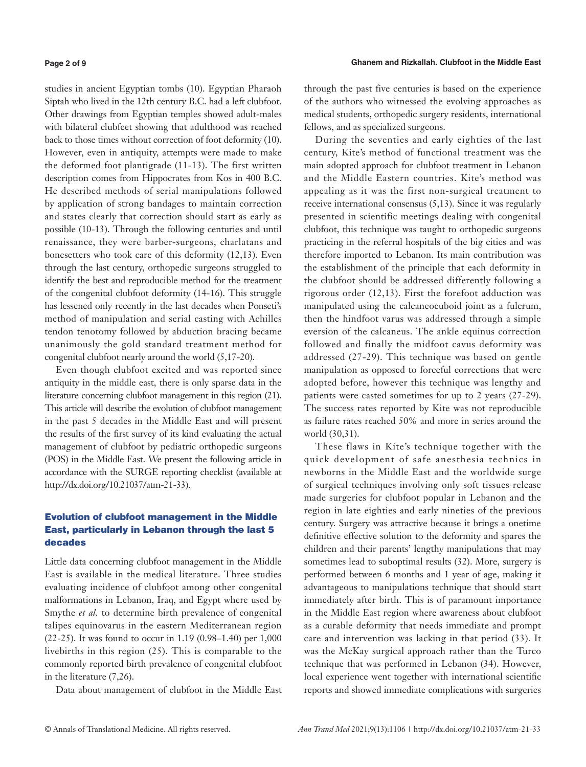studies in ancient Egyptian tombs (10). Egyptian Pharaoh Siptah who lived in the 12th century B.C. had a left clubfoot. Other drawings from Egyptian temples showed adult-males with bilateral clubfeet showing that adulthood was reached back to those times without correction of foot deformity (10). However, even in antiquity, attempts were made to make the deformed foot plantigrade (11-13). The first written description comes from Hippocrates from Kos in 400 B.C. He described methods of serial manipulations followed by application of strong bandages to maintain correction and states clearly that correction should start as early as possible (10-13). Through the following centuries and until renaissance, they were barber-surgeons, charlatans and bonesetters who took care of this deformity (12,13). Even through the last century, orthopedic surgeons struggled to identify the best and reproducible method for the treatment of the congenital clubfoot deformity (14-16). This struggle has lessened only recently in the last decades when Ponseti's method of manipulation and serial casting with Achilles tendon tenotomy followed by abduction bracing became unanimously the gold standard treatment method for congenital clubfoot nearly around the world (5,17-20).

Even though clubfoot excited and was reported since antiquity in the middle east, there is only sparse data in the literature concerning clubfoot management in this region (21). This article will describe the evolution of clubfoot management in the past 5 decades in the Middle East and will present the results of the first survey of its kind evaluating the actual management of clubfoot by pediatric orthopedic surgeons (POS) in the Middle East. We present the following article in accordance with the SURGE reporting checklist (available at http://dx.doi.org/10.21037/atm-21-33).

## Evolution of clubfoot management in the Middle East, particularly in Lebanon through the last 5 decades

Little data concerning clubfoot management in the Middle East is available in the medical literature. Three studies evaluating incidence of clubfoot among other congenital malformations in Lebanon, Iraq, and Egypt where used by Smythe *et al.* to determine birth prevalence of congenital talipes equinovarus in the eastern Mediterranean region (22-25). It was found to occur in 1.19 (0.98–1.40) per 1,000 livebirths in this region (25). This is comparable to the commonly reported birth prevalence of congenital clubfoot in the literature (7,26).

Data about management of clubfoot in the Middle East through the past five centuries is based on the experience of the authors who witnessed the evolving approaches as medical students, orthopedic surgery residents, international fellows, and as specialized surgeons.

During the seventies and early eighties of the last century, Kite's method of functional treatment was the main adopted approach for clubfoot treatment in Lebanon and the Middle Eastern countries. Kite's method was appealing as it was the first non-surgical treatment to receive international consensus (5,13). Since it was regularly presented in scientific meetings dealing with congenital clubfoot, this technique was taught to orthopedic surgeons practicing in the referral hospitals of the big cities and was therefore imported to Lebanon. Its main contribution was the establishment of the principle that each deformity in the clubfoot should be addressed differently following a rigorous order (12,13). First the forefoot adduction was manipulated using the calcaneocuboid joint as a fulcrum, then the hindfoot varus was addressed through a simple eversion of the calcaneus. The ankle equinus correction followed and finally the midfoot cavus deformity was addressed (27-29). This technique was based on gentle manipulation as opposed to forceful corrections that were adopted before, however this technique was lengthy and patients were casted sometimes for up to 2 years (27-29). The success rates reported by Kite was not reproducible as failure rates reached 50% and more in series around the world (30,31).

These flaws in Kite's technique together with the quick development of safe anesthesia technics in newborns in the Middle East and the worldwide surge of surgical techniques involving only soft tissues release made surgeries for clubfoot popular in Lebanon and the region in late eighties and early nineties of the previous century. Surgery was attractive because it brings a onetime definitive effective solution to the deformity and spares the children and their parents' lengthy manipulations that may sometimes lead to suboptimal results (32). More, surgery is performed between 6 months and 1 year of age, making it advantageous to manipulations technique that should start immediately after birth. This is of paramount importance in the Middle East region where awareness about clubfoot as a curable deformity that needs immediate and prompt care and intervention was lacking in that period (33). It was the McKay surgical approach rather than the Turco technique that was performed in Lebanon (34). However, local experience went together with international scientific reports and showed immediate complications with surgeries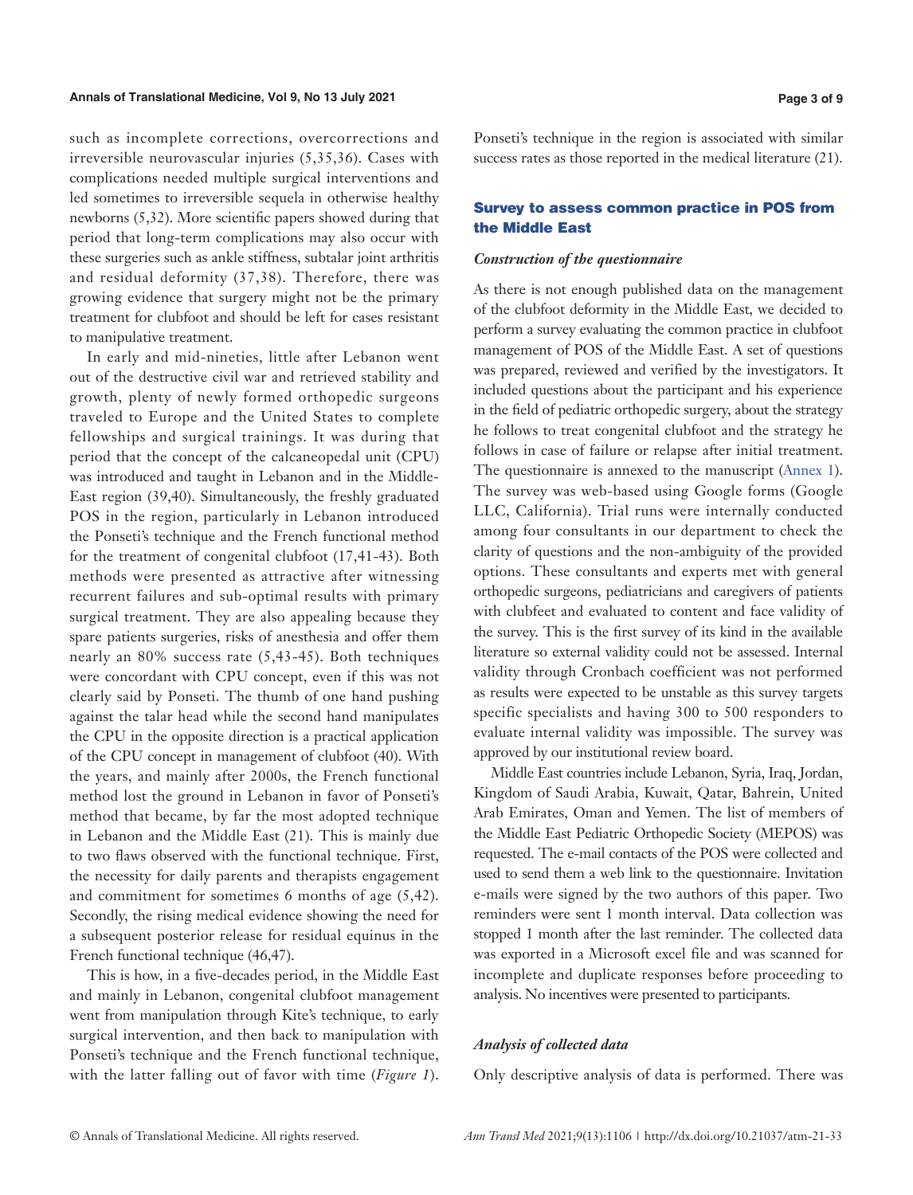such as incomplete corrections, overcorrections and irreversible neurovascular injuries (5,35,36). Cases with complications needed multiple surgical interventions and led sometimes to irreversible sequela in otherwise healthy newborns (5,32). More scientific papers showed during that period that long-term complications may also occur with these surgeries such as ankle stiffness, subtalar joint arthritis and residual deformity (37,38). Therefore, there was growing evidence that surgery might not be the primary treatment for clubfoot and should be left for cases resistant to manipulative treatment.

In early and mid-nineties, little after Lebanon went out of the destructive civil war and retrieved stability and growth, plenty of newly formed orthopedic surgeons traveled to Europe and the United States to complete fellowships and surgical trainings. It was during that period that the concept of the calcaneopedal unit (CPU) was introduced and taught in Lebanon and in the Middle-East region (39,40). Simultaneously, the freshly graduated POS in the region, particularly in Lebanon introduced the Ponseti's technique and the French functional method for the treatment of congenital clubfoot (17,41-43). Both methods were presented as attractive after witnessing recurrent failures and sub-optimal results with primary surgical treatment. They are also appealing because they spare patients surgeries, risks of anesthesia and offer them nearly an 80% success rate (5,43-45). Both techniques were concordant with CPU concept, even if this was not clearly said by Ponseti. The thumb of one hand pushing against the talar head while the second hand manipulates the CPU in the opposite direction is a practical application of the CPU concept in management of clubfoot (40). With the years, and mainly after 2000s, the French functional method lost the ground in Lebanon in favor of Ponseti's method that became, by far the most adopted technique in Lebanon and the Middle East (21). This is mainly due to two flaws observed with the functional technique. First, the necessity for daily parents and therapists engagement and commitment for sometimes 6 months of age (5,42). Secondly, the rising medical evidence showing the need for a subsequent posterior release for residual equinus in the French functional technique (46,47).

This is how, in a five-decades period, in the Middle East and mainly in Lebanon, congenital clubfoot management went from manipulation through Kite's technique, to early surgical intervention, and then back to manipulation with Ponseti's technique and the French functional technique, with the latter falling out of favor with time (*Figure 1*). Ponseti's technique in the region is associated with similar success rates as those reported in the medical literature (21).

## Survey to assess common practice in POS from the Middle East

### *Construction of the questionnaire*

As there is not enough published data on the management of the clubfoot deformity in the Middle East, we decided to perform a survey evaluating the common practice in clubfoot management of POS of the Middle East. A set of questions was prepared, reviewed and verified by the investigators. It included questions about the participant and his experience in the field of pediatric orthopedic surgery, about the strategy he follows to treat congenital clubfoot and the strategy he follows in case of failure or relapse after initial treatment. The questionnaire is annexed to the manuscript (Annex 1). The survey was web-based using Google forms (Google LLC, California). Trial runs were internally conducted among four consultants in our department to check the clarity of questions and the non-ambiguity of the provided options. These consultants and experts met with general orthopedic surgeons, pediatricians and caregivers of patients with clubfeet and evaluated to content and face validity of the survey. This is the first survey of its kind in the available literature so external validity could not be assessed. Internal validity through Cronbach coefficient was not performed as results were expected to be unstable as this survey targets specific specialists and having 300 to 500 responders to evaluate internal validity was impossible. The survey was approved by our institutional review board.

Middle East countries include Lebanon, Syria, Iraq, Jordan, Kingdom of Saudi Arabia, Kuwait, Qatar, Bahrein, United Arab Emirates, Oman and Yemen. The list of members of the Middle East Pediatric Orthopedic Society (MEPOS) was requested. The e-mail contacts of the POS were collected and used to send them a web link to the questionnaire. Invitation e-mails were signed by the two authors of this paper. Two reminders were sent 1 month interval. Data collection was stopped 1 month after the last reminder. The collected data was exported in a Microsoft excel file and was scanned for incomplete and duplicate responses before proceeding to analysis. No incentives were presented to participants.

### *Analysis of collected data*

Only descriptive analysis of data is performed. There was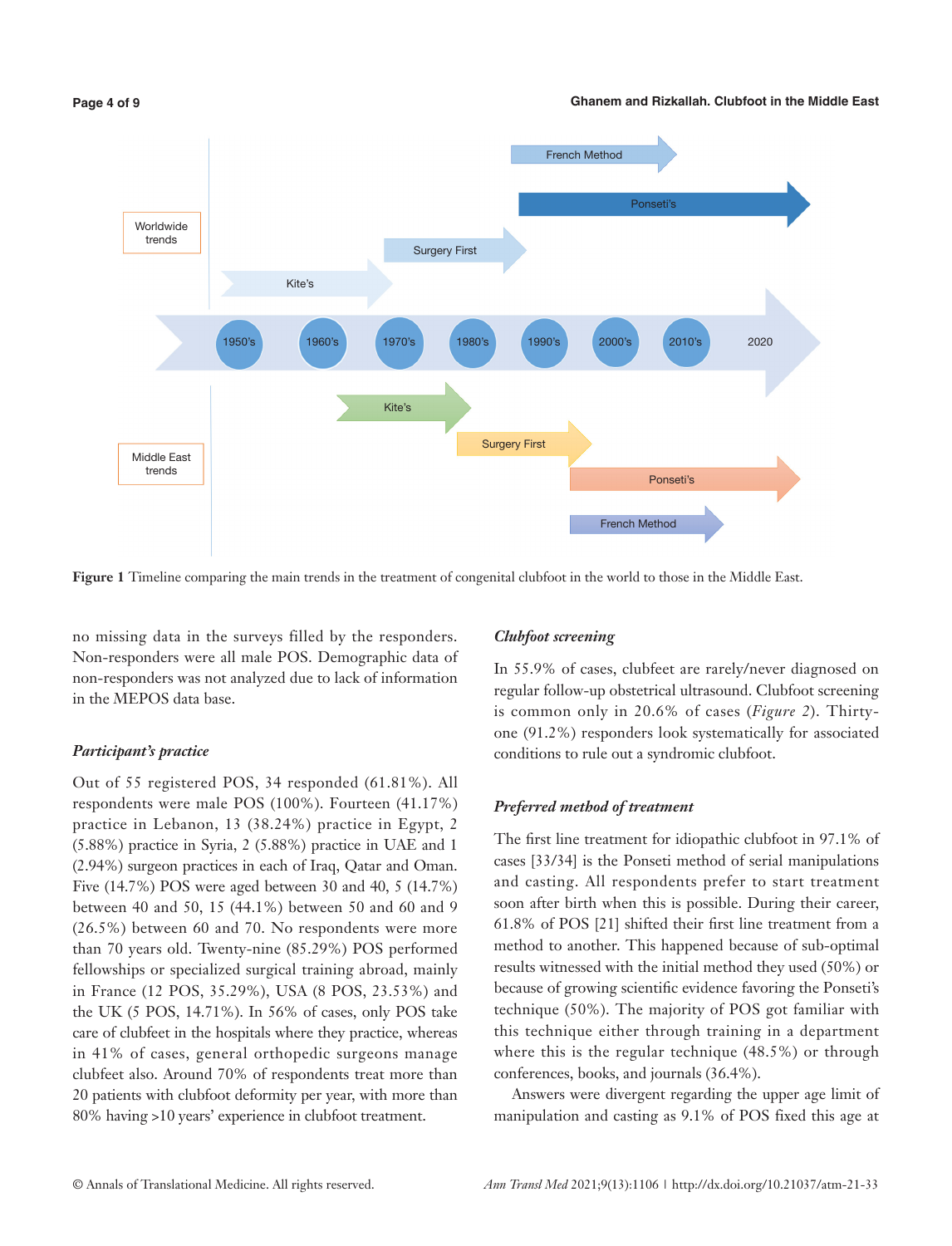Figure 1 Timeline comparing the main trends in the treatment of congenital clubfoot in the world to those in the Middle East.

no missing data in the surveys filled by the responders. Non-responders were all male POS. Demographic data of non-responders was not analyzed due to lack of information in the MEPOS data base.

### *Participant's practice*

Out of 55 registered POS, 34 responded (61.81%). All respondents were male POS (100%). Fourteen (41.17%) practice in Lebanon, 13 (38.24%) practice in Egypt, 2 (5.88%) practice in Syria, 2 (5.88%) practice in UAE and 1 (2.94%) surgeon practices in each of Iraq, Qatar and Oman. Five (14.7%) POS were aged between 30 and 40, 5 (14.7%) between 40 and 50, 15 (44.1%) between 50 and 60 and 9 (26.5%) between 60 and 70. No respondents were more than 70 years old. Twenty-nine (85.29%) POS performed fellowships or specialized surgical training abroad, mainly in France (12 POS, 35.29%), USA (8 POS, 23.53%) and the UK (5 POS, 14.71%). In 56% of cases, only POS take care of clubfeet in the hospitals where they practice, whereas in 41% of cases, general orthopedic surgeons manage clubfeet also. Around 70% of respondents treat more than 20 patients with clubfoot deformity per year, with more than 80% having >10 years' experience in clubfoot treatment.

### *Clubfoot screening*

In 55.9% of cases, clubfeet are rarely/never diagnosed on regular follow-up obstetrical ultrasound. Clubfoot screening is common only in 20.6% of cases (*Figure 2*). Thirty-one (91.2%) responders look systematically for associated conditions to rule out a syndromic clubfoot.

### *Preferred method of treatment*

The first line treatment for idiopathic clubfoot in 97.1% of cases [33/34] is the Ponseti method of serial manipulations and casting. All respondents prefer to start treatment soon after birth when this is possible. During their career, 61.8% of POS [21] shifted their first line treatment from a method to another. This happened because of sub-optimal results witnessed with the initial method they used (50%) or because of growing scientific evidence favoring the Ponseti's technique (50%). The majority of POS got familiar with this technique either through training in a department where this is the regular technique (48.5%) or through conferences, books, and journals (36.4%).

Answers were divergent regarding the upper age limit of manipulation and casting as 9.1% of POS fixed this age at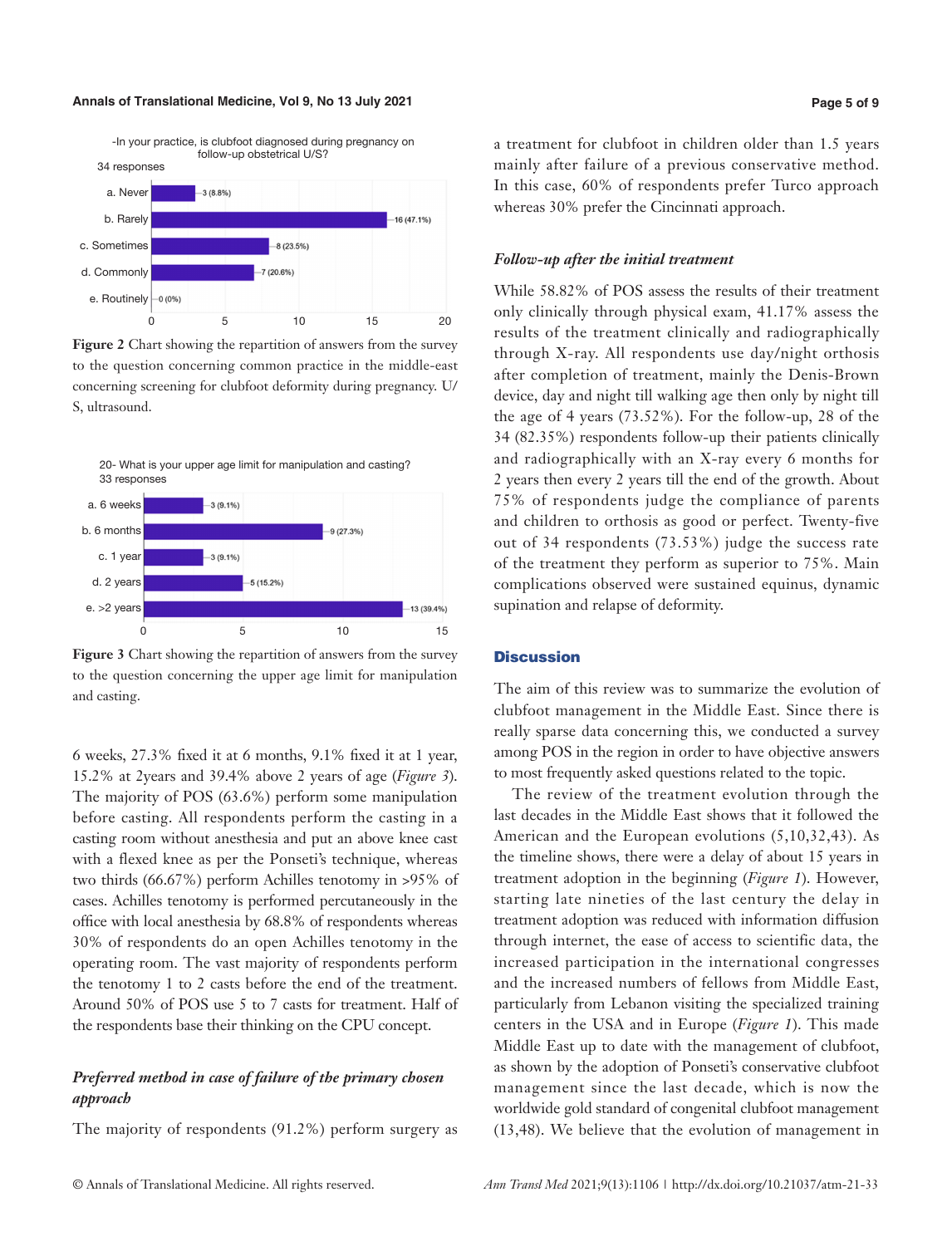-In your practice, is clubfoot diagnosed during pregnancy on follow-up obstetrical U/S?

34 responses

| Answer | Responses |
| --- | --- |
| a. Never | 3 (8.8%) |
| b. Rarely | 16 (47.1%) |
| c. Sometimes | 8 (23.5%) |
| d. Commonly | 7 (20.6%) |
| e. Routinely | 0 (0%) |

**Figure 2** Chart showing the repartition of answers from the survey to the question concerning common practice in the middle-east concerning screening for clubfoot deformity during pregnancy. U/S, ultrasound.

20- What is your upper age limit for manipulation and casting?

33 responses

| Answer | Responses |
| --- | --- |
| a. 6 weeks | 3 (9.1%) |
| b. 6 months | 9 (27.3%) |
| c. 1 year | 3 (9.1%) |
| d. 2 years | 5 (15.2%) |
| e. >2 years | 13 (39.4%) |

**Figure 3** Chart showing the repartition of answers from the survey to the question concerning the upper age limit for manipulation and casting.

6 weeks, 27.3% fixed it at 6 months, 9.1% fixed it at 1 year, 15.2% at 2years and 39.4% above 2 years of age (*Figure 3*). The majority of POS (63.6%) perform some manipulation before casting. All respondents perform the casting in a casting room without anesthesia and put an above knee cast with a flexed knee as per the Ponseti's technique, whereas two thirds (66.67%) perform Achilles tenotomy in >95% of cases. Achilles tenotomy is performed percutaneously in the office with local anesthesia by 68.8% of respondents whereas 30% of respondents do an open Achilles tenotomy in the operating room. The vast majority of respondents perform the tenotomy 1 to 2 casts before the end of the treatment. Around 50% of POS use 5 to 7 casts for treatment. Half of the respondents base their thinking on the CPU concept.

### *Preferred method in case of failure of the primary chosen approach*

The majority of respondents (91.2%) perform surgery as a treatment for clubfoot in children older than 1.5 years mainly after failure of a previous conservative method. In this case, 60% of respondents prefer Turco approach whereas 30% prefer the Cincinnati approach.

### *Follow-up after the initial treatment*

While 58.82% of POS assess the results of their treatment only clinically through physical exam, 41.17% assess the results of the treatment clinically and radiographically through X-ray. All respondents use day/night orthosis after completion of treatment, mainly the Denis-Brown device, day and night till walking age then only by night till the age of 4 years (73.52%). For the follow-up, 28 of the 34 (82.35%) respondents follow-up their patients clinically and radiographically with an X-ray every 6 months for 2 years then every 2 years till the end of the growth. About 75% of respondents judge the compliance of parents and children to orthosis as good or perfect. Twenty-five out of 34 respondents (73.53%) judge the success rate of the treatment they perform as superior to 75%. Main complications observed were sustained equinus, dynamic supination and relapse of deformity.

## Discussion

The aim of this review was to summarize the evolution of clubfoot management in the Middle East. Since there is really sparse data concerning this, we conducted a survey among POS in the region in order to have objective answers to most frequently asked questions related to the topic.

The review of the treatment evolution through the last decades in the Middle East shows that it followed the American and the European evolutions (5,10,32,43). As the timeline shows, there were a delay of about 15 years in treatment adoption in the beginning (*Figure 1*). However, starting late nineties of the last century the delay in treatment adoption was reduced with information diffusion through internet, the ease of access to scientific data, the increased participation in the international congresses and the increased numbers of fellows from Middle East, particularly from Lebanon visiting the specialized training centers in the USA and in Europe (*Figure 1*). This made Middle East up to date with the management of clubfoot, as shown by the adoption of Ponseti's conservative clubfoot management since the last decade, which is now the worldwide gold standard of congenital clubfoot management (13,48). We believe that the evolution of management in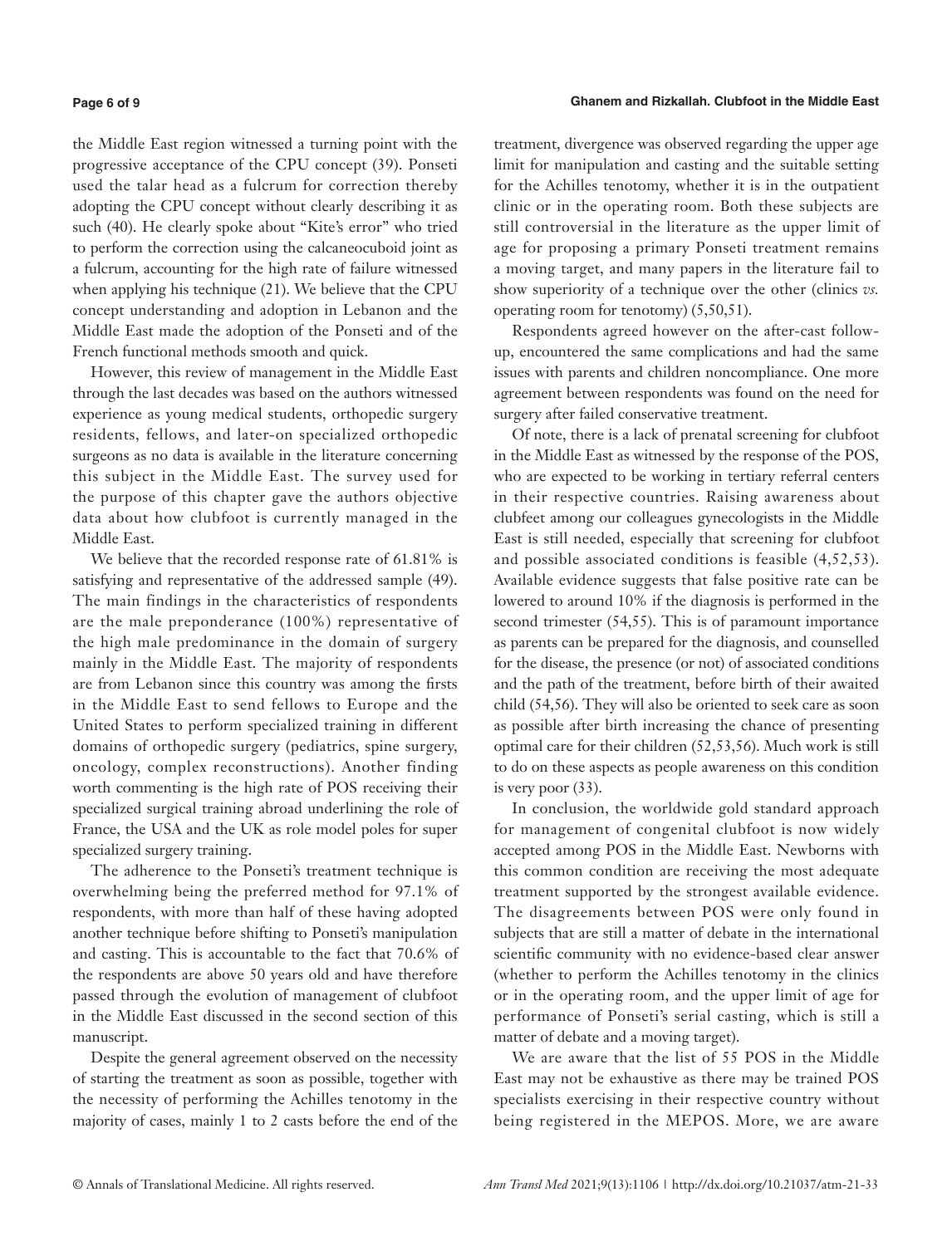the Middle East region witnessed a turning point with the progressive acceptance of the CPU concept (39). Ponseti used the talar head as a fulcrum for correction thereby adopting the CPU concept without clearly describing it as such (40). He clearly spoke about "Kite's error" who tried to perform the correction using the calcaneocuboid joint as a fulcrum, accounting for the high rate of failure witnessed when applying his technique (21). We believe that the CPU concept understanding and adoption in Lebanon and the Middle East made the adoption of the Ponseti and of the French functional methods smooth and quick.

However, this review of management in the Middle East through the last decades was based on the authors witnessed experience as young medical students, orthopedic surgery residents, fellows, and later-on specialized orthopedic surgeons as no data is available in the literature concerning this subject in the Middle East. The survey used for the purpose of this chapter gave the authors objective data about how clubfoot is currently managed in the Middle East.

We believe that the recorded response rate of 61.81% is satisfying and representative of the addressed sample (49). The main findings in the characteristics of respondents are the male preponderance (100%) representative of the high male predominance in the domain of surgery mainly in the Middle East. The majority of respondents are from Lebanon since this country was among the firsts in the Middle East to send fellows to Europe and the United States to perform specialized training in different domains of orthopedic surgery (pediatrics, spine surgery, oncology, complex reconstructions). Another finding worth commenting is the high rate of POS receiving their specialized surgical training abroad underlining the role of France, the USA and the UK as role model poles for super specialized surgery training.

The adherence to the Ponseti's treatment technique is overwhelming being the preferred method for 97.1% of respondents, with more than half of these having adopted another technique before shifting to Ponseti's manipulation and casting. This is accountable to the fact that 70.6% of the respondents are above 50 years old and have therefore passed through the evolution of management of clubfoot in the Middle East discussed in the second section of this manuscript.

Despite the general agreement observed on the necessity of starting the treatment as soon as possible, together with the necessity of performing the Achilles tenotomy in the majority of cases, mainly 1 to 2 casts before the end of the treatment, divergence was observed regarding the upper age limit for manipulation and casting and the suitable setting for the Achilles tenotomy, whether it is in the outpatient clinic or in the operating room. Both these subjects are still controversial in the literature as the upper limit of age for proposing a primary Ponseti treatment remains a moving target, and many papers in the literature fail to show superiority of a technique over the other (clinics *vs.* operating room for tenotomy) (5,50,51).

Respondents agreed however on the after-cast follow-up, encountered the same complications and had the same issues with parents and children noncompliance. One more agreement between respondents was found on the need for surgery after failed conservative treatment.

Of note, there is a lack of prenatal screening for clubfoot in the Middle East as witnessed by the response of the POS, who are expected to be working in tertiary referral centers in their respective countries. Raising awareness about clubfeet among our colleagues gynecologists in the Middle East is still needed, especially that screening for clubfoot and possible associated conditions is feasible (4,52,53). Available evidence suggests that false positive rate can be lowered to around 10% if the diagnosis is performed in the second trimester (54,55). This is of paramount importance as parents can be prepared for the diagnosis, and counselled for the disease, the presence (or not) of associated conditions and the path of the treatment, before birth of their awaited child (54,56). They will also be oriented to seek care as soon as possible after birth increasing the chance of presenting optimal care for their children (52,53,56). Much work is still to do on these aspects as people awareness on this condition is very poor (33).

In conclusion, the worldwide gold standard approach for management of congenital clubfoot is now widely accepted among POS in the Middle East. Newborns with this common condition are receiving the most adequate treatment supported by the strongest available evidence. The disagreements between POS were only found in subjects that are still a matter of debate in the international scientific community with no evidence-based clear answer (whether to perform the Achilles tenotomy in the clinics or in the operating room, and the upper limit of age for performance of Ponseti's serial casting, which is still a matter of debate and a moving target).

We are aware that the list of 55 POS in the Middle East may not be exhaustive as there may be trained POS specialists exercising in their respective country without being registered in the MEPOS. More, we are aware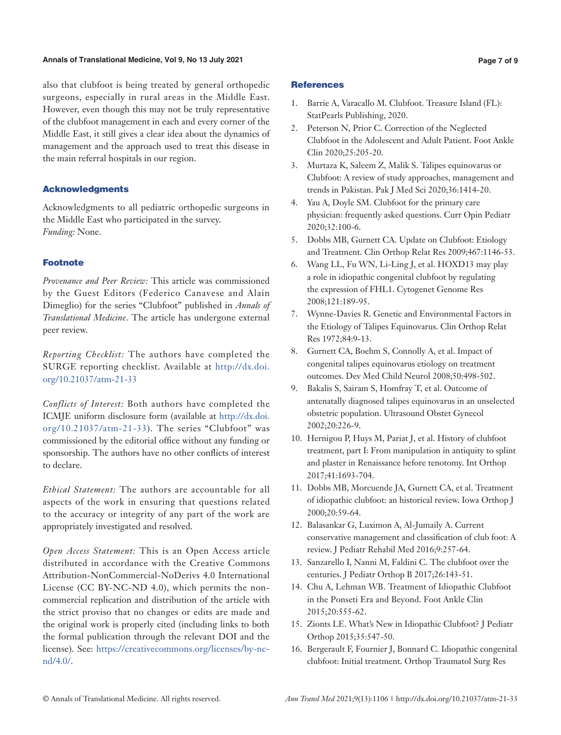also that clubfoot is being treated by general orthopedic surgeons, especially in rural areas in the Middle East. However, even though this may not be truly representative of the clubfoot management in each and every corner of the Middle East, it still gives a clear idea about the dynamics of management and the approach used to treat this disease in the main referral hospitals in our region.

## Acknowledgments

Acknowledgments to all pediatric orthopedic surgeons in the Middle East who participated in the survey.
*Funding:* None.

## Footnote

*Provenance and Peer Review:* This article was commissioned by the Guest Editors (Federico Canavese and Alain Dimeglio) for the series "Clubfoot" published in *Annals of Translational Medicine*. The article has undergone external peer review.

*Reporting Checklist:* The authors have completed the SURGE reporting checklist. Available at http://dx.doi.org/10.21037/atm-21-33

*Conflicts of Interest:* Both authors have completed the ICMJE uniform disclosure form (available at http://dx.doi.org/10.21037/atm-21-33). The series "Clubfoot" was commissioned by the editorial office without any funding or sponsorship. The authors have no other conflicts of interest to declare.

*Ethical Statement:* The authors are accountable for all aspects of the work in ensuring that questions related to the accuracy or integrity of any part of the work are appropriately investigated and resolved.

*Open Access Statement:* This is an Open Access article distributed in accordance with the Creative Commons Attribution-NonCommercial-NoDerivs 4.0 International License (CC BY-NC-ND 4.0), which permits the non-commercial replication and distribution of the article with the strict proviso that no changes or edits are made and the original work is properly cited (including links to both the formal publication through the relevant DOI and the license). See: https://creativecommons.org/licenses/by-nc-nd/4.0/.

## References

1. Barrie A, Varacallo M. Clubfoot. Treasure Island (FL): StatPearls Publishing, 2020.
2. Peterson N, Prior C. Correction of the Neglected Clubfoot in the Adolescent and Adult Patient. Foot Ankle Clin 2020;25:205-20.
3. Murtaza K, Saleem Z, Malik S. Talipes equinovarus or Clubfoot: A review of study approaches, management and trends in Pakistan. Pak J Med Sci 2020;36:1414-20.
4. Yau A, Doyle SM. Clubfoot for the primary care physician: frequently asked questions. Curr Opin Pediatr 2020;32:100-6.
5. Dobbs MB, Gurnett CA. Update on Clubfoot: Etiology and Treatment. Clin Orthop Relat Res 2009;467:1146-53.
6. Wang LL, Fu WN, Li-Ling J, et al. HOXD13 may play a role in idiopathic congenital clubfoot by regulating the expression of FHL1. Cytogenet Genome Res 2008;121:189-95.
7. Wynne-Davies R. Genetic and Environmental Factors in the Etiology of Talipes Equinovarus. Clin Orthop Relat Res 1972;84:9-13.
8. Gurnett CA, Boehm S, Connolly A, et al. Impact of congenital talipes equinovarus etiology on treatment outcomes. Dev Med Child Neurol 2008;50:498-502.
9. Bakalis S, Sairam S, Homfray T, et al. Outcome of antenatally diagnosed talipes equinovarus in an unselected obstetric population. Ultrasound Obstet Gynecol 2002;20:226-9.
10. Hernigou P, Huys M, Pariat J, et al. History of clubfoot treatment, part I: From manipulation in antiquity to splint and plaster in Renaissance before tenotomy. Int Orthop 2017;41:1693-704.
11. Dobbs MB, Morcuende JA, Gurnett CA, et al. Treatment of idiopathic clubfoot: an historical review. Iowa Orthop J 2000;20:59-64.
12. Balasankar G, Luximon A, Al-Jumaily A. Current conservative management and classification of club foot: A review. J Pediatr Rehabil Med 2016;9:257-64.
13. Sanzarello I, Nanni M, Faldini C. The clubfoot over the centuries. J Pediatr Orthop B 2017;26:143-51.
14. Chu A, Lehman WB. Treatment of Idiopathic Clubfoot in the Ponseti Era and Beyond. Foot Ankle Clin 2015;20:555-62.
15. Zionts LE. What's New in Idiopathic Clubfoot? J Pediatr Orthop 2015;35:547-50.
16. Bergerault F, Fournier J, Bonnard C. Idiopathic congenital clubfoot: Initial treatment. Orthop Traumatol Surg Res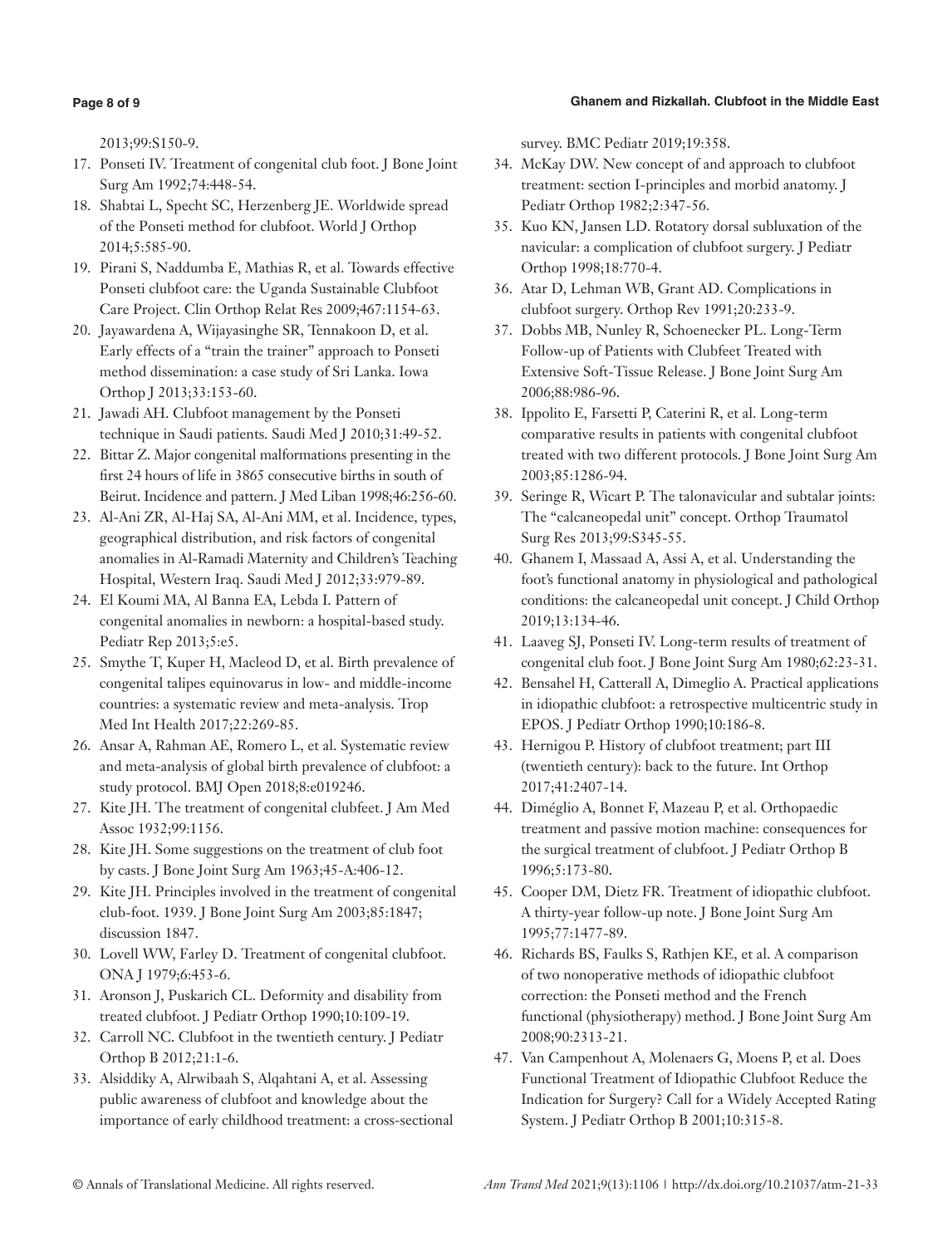2013;99:S150-9.

17. Ponseti IV. Treatment of congenital club foot. J Bone Joint Surg Am 1992;74:448-54.
18. Shabtai L, Specht SC, Herzenberg JE. Worldwide spread of the Ponseti method for clubfoot. World J Orthop 2014;5:585-90.
19. Pirani S, Naddumba E, Mathias R, et al. Towards effective Ponseti clubfoot care: the Uganda Sustainable Clubfoot Care Project. Clin Orthop Relat Res 2009;467:1154-63.
20. Jayawardena A, Wijayasinghe SR, Tennakoon D, et al. Early effects of a "train the trainer" approach to Ponseti method dissemination: a case study of Sri Lanka. Iowa Orthop J 2013;33:153-60.
21. Jawadi AH. Clubfoot management by the Ponseti technique in Saudi patients. Saudi Med J 2010;31:49-52.
22. Bittar Z. Major congenital malformations presenting in the first 24 hours of life in 3865 consecutive births in south of Beirut. Incidence and pattern. J Med Liban 1998;46:256-60.
23. Al-Ani ZR, Al-Haj SA, Al-Ani MM, et al. Incidence, types, geographical distribution, and risk factors of congenital anomalies in Al-Ramadi Maternity and Children's Teaching Hospital, Western Iraq. Saudi Med J 2012;33:979-89.
24. El Koumi MA, Al Banna EA, Lebda I. Pattern of congenital anomalies in newborn: a hospital-based study. Pediatr Rep 2013;5:e5.
25. Smythe T, Kuper H, Macleod D, et al. Birth prevalence of congenital talipes equinovarus in low- and middle-income countries: a systematic review and meta-analysis. Trop Med Int Health 2017;22:269-85.
26. Ansar A, Rahman AE, Romero L, et al. Systematic review and meta-analysis of global birth prevalence of clubfoot: a study protocol. BMJ Open 2018;8:e019246.
27. Kite JH. The treatment of congenital clubfeet. J Am Med Assoc 1932;99:1156.
28. Kite JH. Some suggestions on the treatment of club foot by casts. J Bone Joint Surg Am 1963;45-A:406-12.
29. Kite JH. Principles involved in the treatment of congenital club-foot. 1939. J Bone Joint Surg Am 2003;85:1847; discussion 1847.
30. Lovell WW, Farley D. Treatment of congenital clubfoot. ONA J 1979;6:453-6.
31. Aronson J, Puskarich CL. Deformity and disability from treated clubfoot. J Pediatr Orthop 1990;10:109-19.
32. Carroll NC. Clubfoot in the twentieth century. J Pediatr Orthop B 2012;21:1-6.
33. Alsiddiky A, Alrwibaah S, Alqahtani A, et al. Assessing public awareness of clubfoot and knowledge about the importance of early childhood treatment: a cross-sectional survey. BMC Pediatr 2019;19:358.
34. McKay DW. New concept of and approach to clubfoot treatment: section I-principles and morbid anatomy. J Pediatr Orthop 1982;2:347-56.
35. Kuo KN, Jansen LD. Rotatory dorsal subluxation of the navicular: a complication of clubfoot surgery. J Pediatr Orthop 1998;18:770-4.
36. Atar D, Lehman WB, Grant AD. Complications in clubfoot surgery. Orthop Rev 1991;20:233-9.
37. Dobbs MB, Nunley R, Schoenecker PL. Long-Term Follow-up of Patients with Clubfeet Treated with Extensive Soft-Tissue Release. J Bone Joint Surg Am 2006;88:986-96.
38. Ippolito E, Farsetti P, Caterini R, et al. Long-term comparative results in patients with congenital clubfoot treated with two different protocols. J Bone Joint Surg Am 2003;85:1286-94.
39. Seringe R, Wicart P. The talonavicular and subtalar joints: The "calcaneopedal unit" concept. Orthop Traumatol Surg Res 2013;99:S345-55.
40. Ghanem I, Massaad A, Assi A, et al. Understanding the foot's functional anatomy in physiological and pathological conditions: the calcaneopedal unit concept. J Child Orthop 2019;13:134-46.
41. Laaveg SJ, Ponseti IV. Long-term results of treatment of congenital club foot. J Bone Joint Surg Am 1980;62:23-31.
42. Bensahel H, Catterall A, Dimeglio A. Practical applications in idiopathic clubfoot: a retrospective multicentric study in EPOS. J Pediatr Orthop 1990;10:186-8.
43. Hernigou P. History of clubfoot treatment; part III (twentieth century): back to the future. Int Orthop 2017;41:2407-14.
44. Diméglio A, Bonnet F, Mazeau P, et al. Orthopaedic treatment and passive motion machine: consequences for the surgical treatment of clubfoot. J Pediatr Orthop B 1996;5:173-80.
45. Cooper DM, Dietz FR. Treatment of idiopathic clubfoot. A thirty-year follow-up note. J Bone Joint Surg Am 1995;77:1477-89.
46. Richards BS, Faulks S, Rathjen KE, et al. A comparison of two nonoperative methods of idiopathic clubfoot correction: the Ponseti method and the French functional (physiotherapy) method. J Bone Joint Surg Am 2008;90:2313-21.
47. Van Campenhout A, Molenaers G, Moens P, et al. Does Functional Treatment of Idiopathic Clubfoot Reduce the Indication for Surgery? Call for a Widely Accepted Rating System. J Pediatr Orthop B 2001;10:315-8.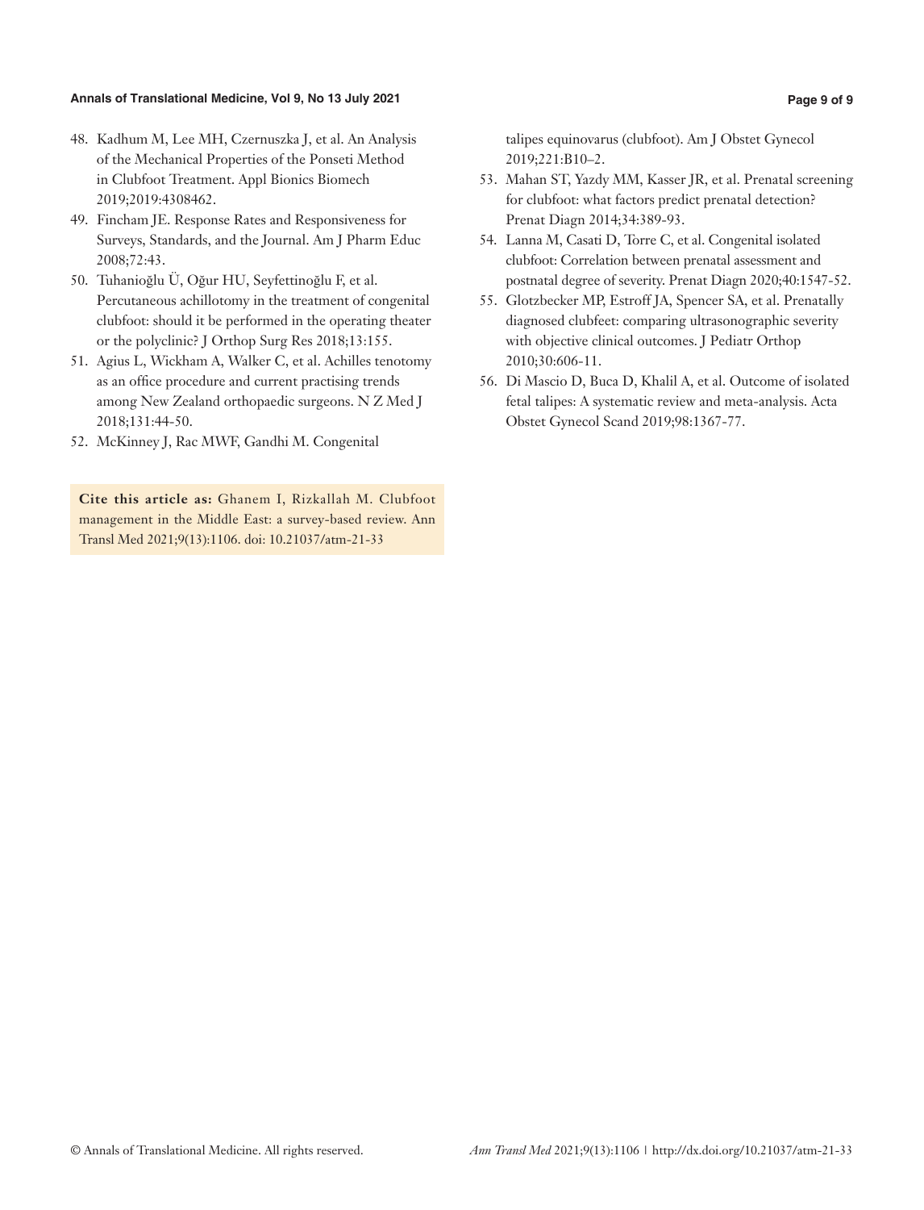48. Kadhum M, Lee MH, Czernuszka J, et al. An Analysis of the Mechanical Properties of the Ponseti Method in Clubfoot Treatment. Appl Bionics Biomech 2019;2019:4308462.
49. Fincham JE. Response Rates and Responsiveness for Surveys, Standards, and the Journal. Am J Pharm Educ 2008;72:43.
50. Tuhanioğlu Ü, Oğur HU, Seyfettinoğlu F, et al. Percutaneous achillotomy in the treatment of congenital clubfoot: should it be performed in the operating theater or the polyclinic? J Orthop Surg Res 2018;13:155.
51. Agius L, Wickham A, Walker C, et al. Achilles tenotomy as an office procedure and current practising trends among New Zealand orthopaedic surgeons. N Z Med J 2018;131:44-50.
52. McKinney J, Rac MWF, Gandhi M. Congenital talipes equinovarus (clubfoot). Am J Obstet Gynecol 2019;221:B10–2.
53. Mahan ST, Yazdy MM, Kasser JR, et al. Prenatal screening for clubfoot: what factors predict prenatal detection? Prenat Diagn 2014;34:389-93.
54. Lanna M, Casati D, Torre C, et al. Congenital isolated clubfoot: Correlation between prenatal assessment and postnatal degree of severity. Prenat Diagn 2020;40:1547-52.
55. Glotzbecker MP, Estroff JA, Spencer SA, et al. Prenatally diagnosed clubfeet: comparing ultrasonographic severity with objective clinical outcomes. J Pediatr Orthop 2010;30:606-11.
56. Di Mascio D, Buca D, Khalil A, et al. Outcome of isolated fetal talipes: A systematic review and meta-analysis. Acta Obstet Gynecol Scand 2019;98:1367-77.

**Cite this article as:** Ghanem I, Rizkallah M. Clubfoot management in the Middle East: a survey-based review. Ann Transl Med 2021;9(13):1106. doi: 10.21037/atm-21-33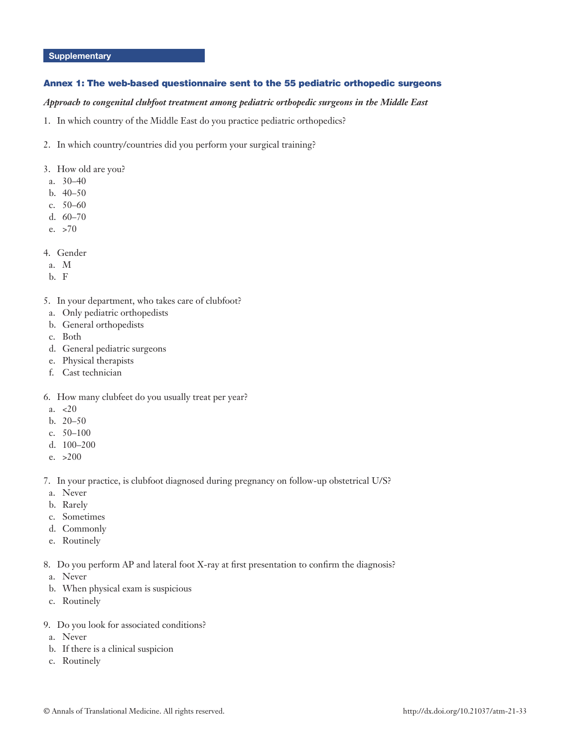**Supplementary**

## Annex 1: The web-based questionnaire sent to the 55 pediatric orthopedic surgeons

***Approach to congenital clubfoot treatment among pediatric orthopedic surgeons in the Middle East***

1. In which country of the Middle East do you practice pediatric orthopedics?

2. In which country/countries did you perform your surgical training?

3. How old are you?
   a. 30–40
   b. 40–50
   c. 50–60
   d. 60–70
   e. >70

4. Gender
   a. M
   b. F

5. In your department, who takes care of clubfoot?
   a. Only pediatric orthopedists
   b. General orthopedists
   c. Both
   d. General pediatric surgeons
   e. Physical therapists
   f. Cast technician

6. How many clubfeet do you usually treat per year?
   a. <20
   b. 20–50
   c. 50–100
   d. 100–200
   e. >200

7. In your practice, is clubfoot diagnosed during pregnancy on follow-up obstetrical U/S?
   a. Never
   b. Rarely
   c. Sometimes
   d. Commonly
   e. Routinely

8. Do you perform AP and lateral foot X-ray at first presentation to confirm the diagnosis?
   a. Never
   b. When physical exam is suspicious
   c. Routinely

9. Do you look for associated conditions?
   a. Never
   b. If there is a clinical suspicion
   c. Routinely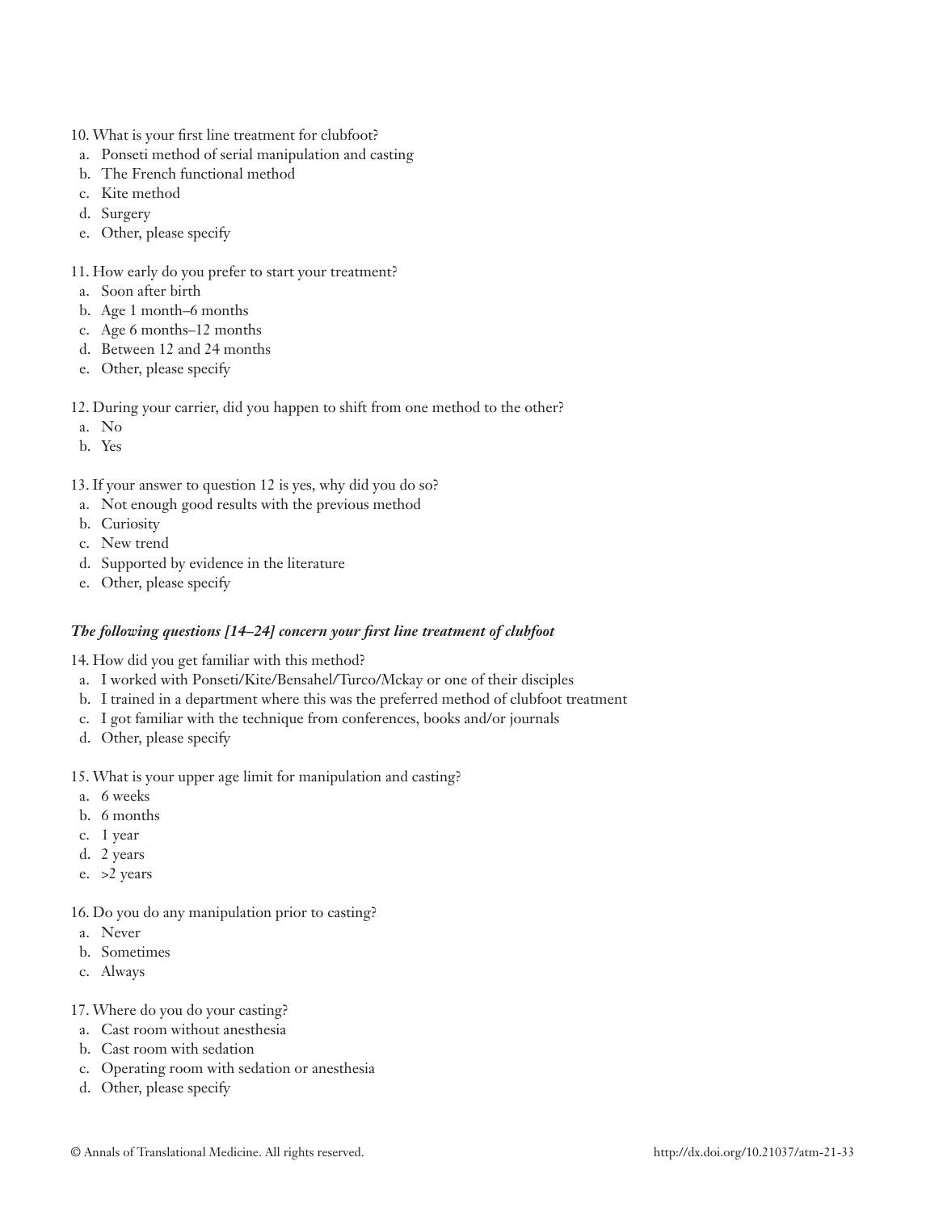10. What is your first line treatment for clubfoot?
  a. Ponseti method of serial manipulation and casting
  b. The French functional method
  c. Kite method
  d. Surgery
  e. Other, please specify

11. How early do you prefer to start your treatment?
  a. Soon after birth
  b. Age 1 month–6 months
  c. Age 6 months–12 months
  d. Between 12 and 24 months
  e. Other, please specify

12. During your carrier, did you happen to shift from one method to the other?
  a. No
  b. Yes

13. If your answer to question 12 is yes, why did you do so?
  a. Not enough good results with the previous method
  b. Curiosity
  c. New trend
  d. Supported by evidence in the literature
  e. Other, please specify

***The following questions [14–24] concern your first line treatment of clubfoot***

14. How did you get familiar with this method?
  a. I worked with Ponseti/Kite/Bensahel/Turco/Mckay or one of their disciples
  b. I trained in a department where this was the preferred method of clubfoot treatment
  c. I got familiar with the technique from conferences, books and/or journals
  d. Other, please specify

15. What is your upper age limit for manipulation and casting?
  a. 6 weeks
  b. 6 months
  c. 1 year
  d. 2 years
  e. >2 years

16. Do you do any manipulation prior to casting?
  a. Never
  b. Sometimes
  c. Always

17. Where do you do your casting?
  a. Cast room without anesthesia
  b. Cast room with sedation
  c. Operating room with sedation or anesthesia
  d. Other, please specify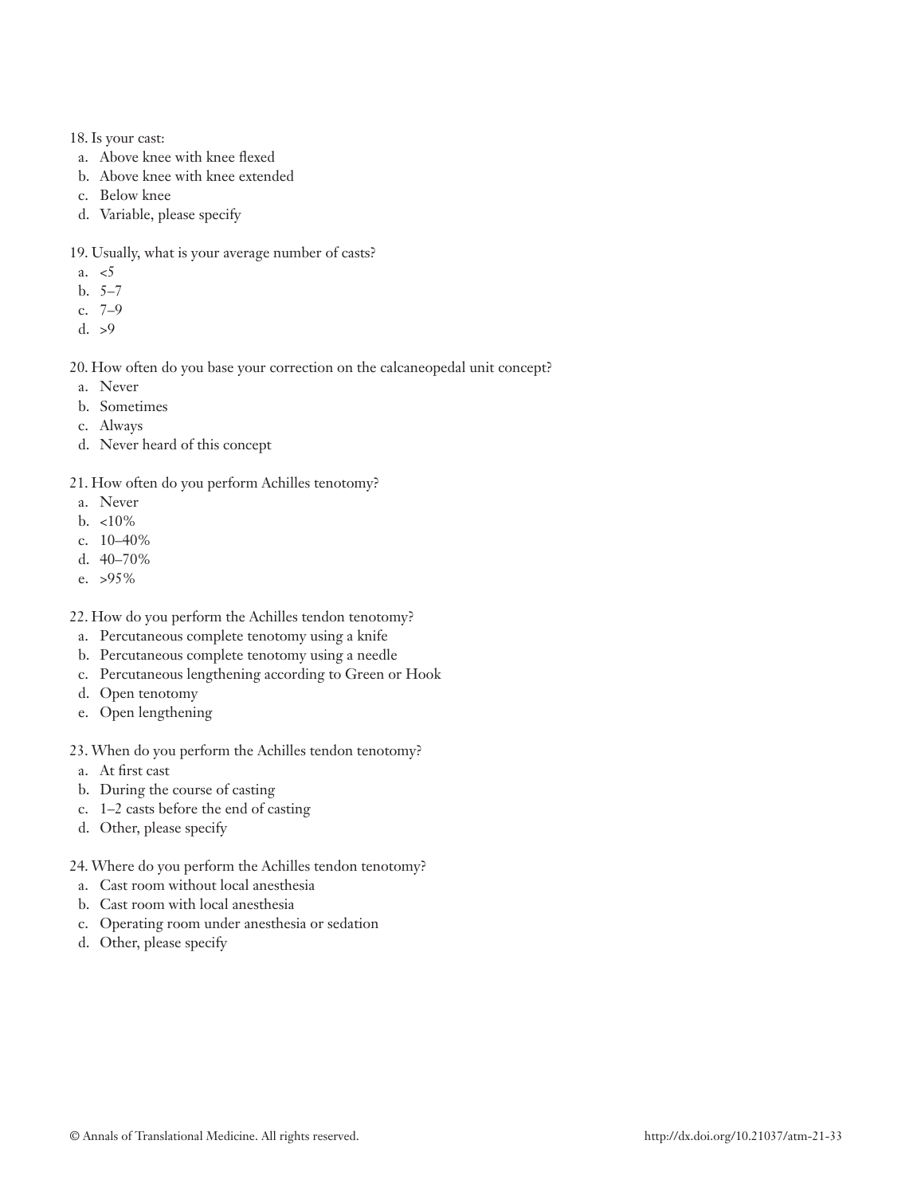18. Is your cast:
  a. Above knee with knee flexed
  b. Above knee with knee extended
  c. Below knee
  d. Variable, please specify

19. Usually, what is your average number of casts?
  a. <5
  b. 5–7
  c. 7–9
  d. >9

20. How often do you base your correction on the calcaneopedal unit concept?
  a. Never
  b. Sometimes
  c. Always
  d. Never heard of this concept

21. How often do you perform Achilles tenotomy?
  a. Never
  b. <10%
  c. 10–40%
  d. 40–70%
  e. >95%

22. How do you perform the Achilles tendon tenotomy?
  a. Percutaneous complete tenotomy using a knife
  b. Percutaneous complete tenotomy using a needle
  c. Percutaneous lengthening according to Green or Hook
  d. Open tenotomy
  e. Open lengthening

23. When do you perform the Achilles tendon tenotomy?
  a. At first cast
  b. During the course of casting
  c. 1–2 casts before the end of casting
  d. Other, please specify

24. Where do you perform the Achilles tendon tenotomy?
  a. Cast room without local anesthesia
  b. Cast room with local anesthesia
  c. Operating room under anesthesia or sedation
  d. Other, please specify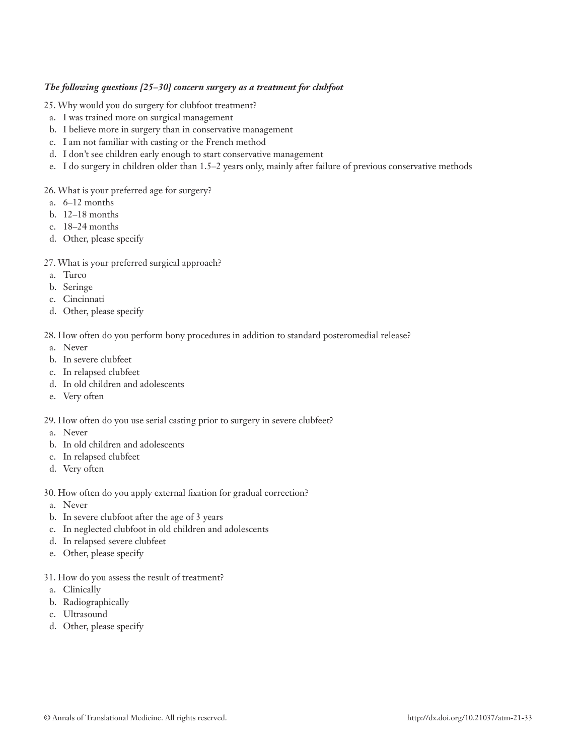***The following questions [25–30] concern surgery as a treatment for clubfoot***

25. Why would you do surgery for clubfoot treatment?
   a. I was trained more on surgical management
   b. I believe more in surgery than in conservative management
   c. I am not familiar with casting or the French method
   d. I don't see children early enough to start conservative management
   e. I do surgery in children older than 1.5–2 years only, mainly after failure of previous conservative methods

26. What is your preferred age for surgery?
   a. 6–12 months
   b. 12–18 months
   c. 18–24 months
   d. Other, please specify

27. What is your preferred surgical approach?
   a. Turco
   b. Seringe
   c. Cincinnati
   d. Other, please specify

28. How often do you perform bony procedures in addition to standard posteromedial release?
   a. Never
   b. In severe clubfeet
   c. In relapsed clubfeet
   d. In old children and adolescents
   e. Very often

29. How often do you use serial casting prior to surgery in severe clubfeet?
   a. Never
   b. In old children and adolescents
   c. In relapsed clubfeet
   d. Very often

30. How often do you apply external fixation for gradual correction?
   a. Never
   b. In severe clubfoot after the age of 3 years
   c. In neglected clubfoot in old children and adolescents
   d. In relapsed severe clubfeet
   e. Other, please specify

31. How do you assess the result of treatment?
   a. Clinically
   b. Radiographically
   c. Ultrasound
   d. Other, please specify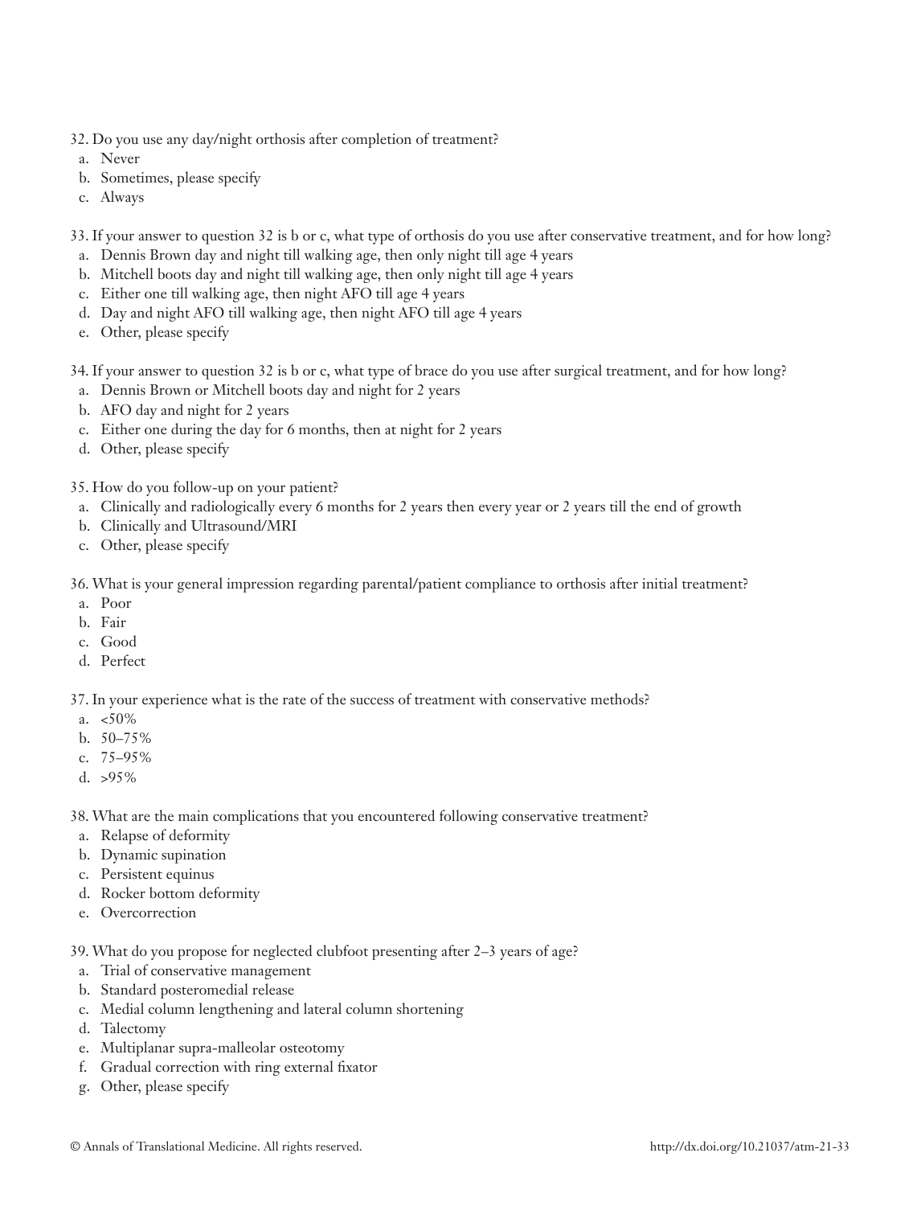32. Do you use any day/night orthosis after completion of treatment?
  a. Never
  b. Sometimes, please specify
  c. Always

33. If your answer to question 32 is b or c, what type of orthosis do you use after conservative treatment, and for how long?
  a. Dennis Brown day and night till walking age, then only night till age 4 years
  b. Mitchell boots day and night till walking age, then only night till age 4 years
  c. Either one till walking age, then night AFO till age 4 years
  d. Day and night AFO till walking age, then night AFO till age 4 years
  e. Other, please specify

34. If your answer to question 32 is b or c, what type of brace do you use after surgical treatment, and for how long?
  a. Dennis Brown or Mitchell boots day and night for 2 years
  b. AFO day and night for 2 years
  c. Either one during the day for 6 months, then at night for 2 years
  d. Other, please specify

35. How do you follow-up on your patient?
  a. Clinically and radiologically every 6 months for 2 years then every year or 2 years till the end of growth
  b. Clinically and Ultrasound/MRI
  c. Other, please specify

36. What is your general impression regarding parental/patient compliance to orthosis after initial treatment?
  a. Poor
  b. Fair
  c. Good
  d. Perfect

37. In your experience what is the rate of the success of treatment with conservative methods?
  a. <50%
  b. 50–75%
  c. 75–95%
  d. >95%

38. What are the main complications that you encountered following conservative treatment?
  a. Relapse of deformity
  b. Dynamic supination
  c. Persistent equinus
  d. Rocker bottom deformity
  e. Overcorrection

39. What do you propose for neglected clubfoot presenting after 2–3 years of age?
  a. Trial of conservative management
  b. Standard posteromedial release
  c. Medial column lengthening and lateral column shortening
  d. Talectomy
  e. Multiplanar supra-malleolar osteotomy
  f. Gradual correction with ring external fixator
  g. Other, please specify